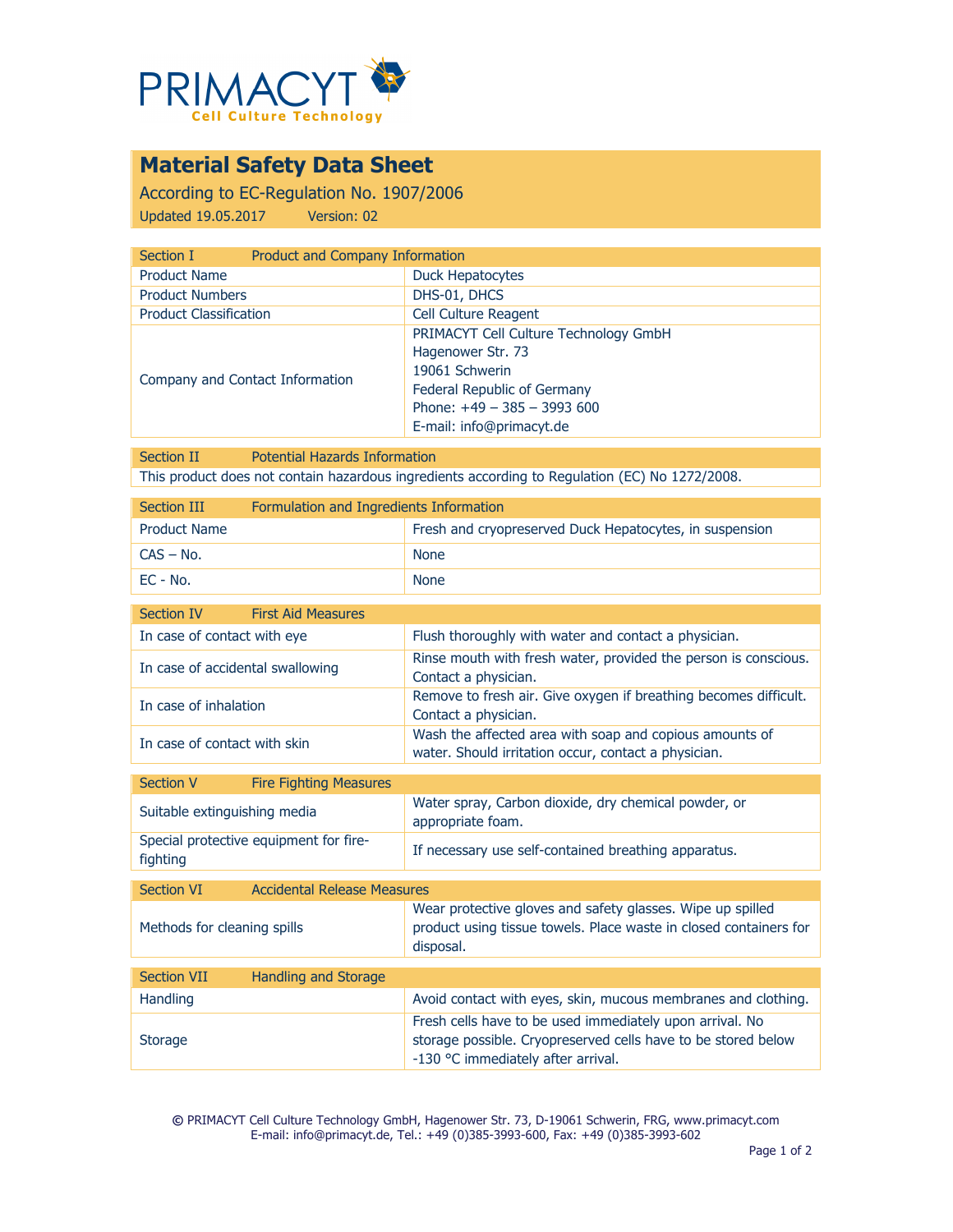PRIMACYT

Cell Culture Technology

# Material Safety Data Sheet

According to EC-Regulation No. 1907/2006

Updated 19.05.2017 Version: 02

| Section I | Product and Company Information |
|---|---|
| Product Name | Duck Hepatocytes |
| Product Numbers | DHS-01, DHCS |
| Product Classification | Cell Culture Reagent |
| Company and Contact Information | PRIMACYT Cell Culture Technology GmbH<br>Hagenower Str. 73<br>19061 Schwerin<br>Federal Republic of Germany<br>Phone: +49 – 385 – 3993 600<br>E-mail: info@primacyt.de |

| Section II | Potential Hazards Information |
|---|---|
| This product does not contain hazardous ingredients according to Regulation (EC) No 1272/2008. | |

| Section III | Formulation and Ingredients Information |
|---|---|
| Product Name | Fresh and cryopreserved Duck Hepatocytes, in suspension |
| CAS – No. | None |
| EC - No. | None |

| Section IV | First Aid Measures |
|---|---|
| In case of contact with eye | Flush thoroughly with water and contact a physician. |
| In case of accidental swallowing | Rinse mouth with fresh water, provided the person is conscious. Contact a physician. |
| In case of inhalation | Remove to fresh air. Give oxygen if breathing becomes difficult. Contact a physician. |
| In case of contact with skin | Wash the affected area with soap and copious amounts of water. Should irritation occur, contact a physician. |

| Section V | Fire Fighting Measures |
|---|---|
| Suitable extinguishing media | Water spray, Carbon dioxide, dry chemical powder, or appropriate foam. |
| Special protective equipment for fire-fighting | If necessary use self-contained breathing apparatus. |

| Section VI | Accidental Release Measures |
|---|---|
| Methods for cleaning spills | Wear protective gloves and safety glasses. Wipe up spilled product using tissue towels. Place waste in closed containers for disposal. |

| Section VII | Handling and Storage |
|---|---|
| Handling | Avoid contact with eyes, skin, mucous membranes and clothing. |
| Storage | Fresh cells have to be used immediately upon arrival. No storage possible. Cryopreserved cells have to be stored below -130 °C immediately after arrival. |

© PRIMACYT Cell Culture Technology GmbH, Hagenower Str. 73, D-19061 Schwerin, FRG, www.primacyt.com
E-mail: info@primacyt.de, Tel.: +49 (0)385-3993-600, Fax: +49 (0)385-3993-602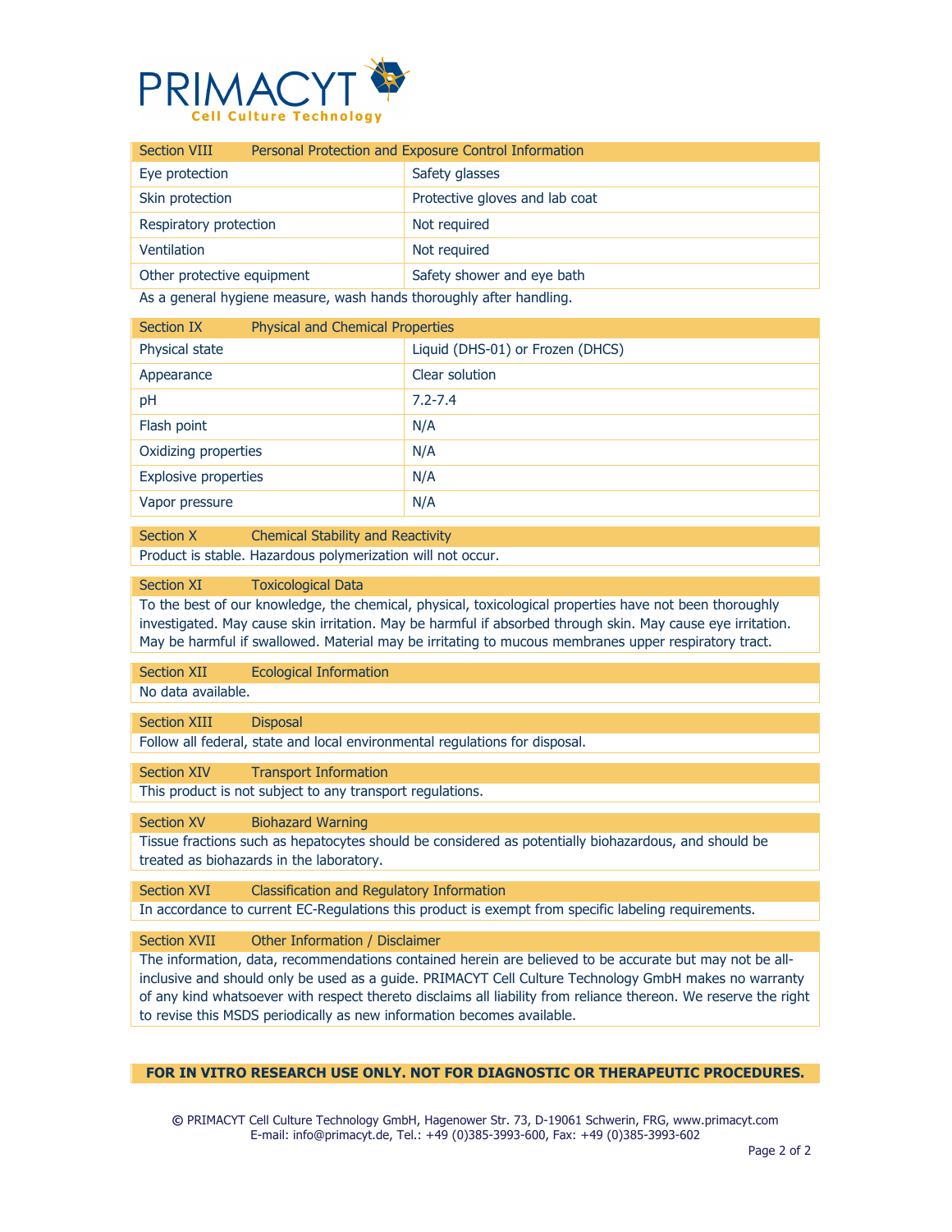PRIMACYT
Cell Culture Technology

| Section VIII | Personal Protection and Exposure Control Information |
|---|---|
| Eye protection | Safety glasses |
| Skin protection | Protective gloves and lab coat |
| Respiratory protection | Not required |
| Ventilation | Not required |
| Other protective equipment | Safety shower and eye bath |

As a general hygiene measure, wash hands thoroughly after handling.

| Section IX | Physical and Chemical Properties |
|---|---|
| Physical state | Liquid (DHS-01) or Frozen (DHCS) |
| Appearance | Clear solution |
| pH | 7.2-7.4 |
| Flash point | N/A |
| Oxidizing properties | N/A |
| Explosive properties | N/A |
| Vapor pressure | N/A |

## Section X Chemical Stability and Reactivity

Product is stable. Hazardous polymerization will not occur.

## Section XI Toxicological Data

To the best of our knowledge, the chemical, physical, toxicological properties have not been thoroughly investigated. May cause skin irritation. May be harmful if absorbed through skin. May cause eye irritation. May be harmful if swallowed. Material may be irritating to mucous membranes upper respiratory tract.

## Section XII Ecological Information

No data available.

## Section XIII Disposal

Follow all federal, state and local environmental regulations for disposal.

## Section XIV Transport Information

This product is not subject to any transport regulations.

## Section XV Biohazard Warning

Tissue fractions such as hepatocytes should be considered as potentially biohazardous, and should be treated as biohazards in the laboratory.

## Section XVI Classification and Regulatory Information

In accordance to current EC-Regulations this product is exempt from specific labeling requirements.

## Section XVII Other Information / Disclaimer

The information, data, recommendations contained herein are believed to be accurate but may not be all-inclusive and should only be used as a guide. PRIMACYT Cell Culture Technology GmbH makes no warranty of any kind whatsoever with respect thereto disclaims all liability from reliance thereon. We reserve the right to revise this MSDS periodically as new information becomes available.

**FOR IN VITRO RESEARCH USE ONLY. NOT FOR DIAGNOSTIC OR THERAPEUTIC PROCEDURES.**

© PRIMACYT Cell Culture Technology GmbH, Hagenower Str. 73, D-19061 Schwerin, FRG, www.primacyt.com
E-mail: info@primacyt.de, Tel.: +49 (0)385-3993-600, Fax: +49 (0)385-3993-602